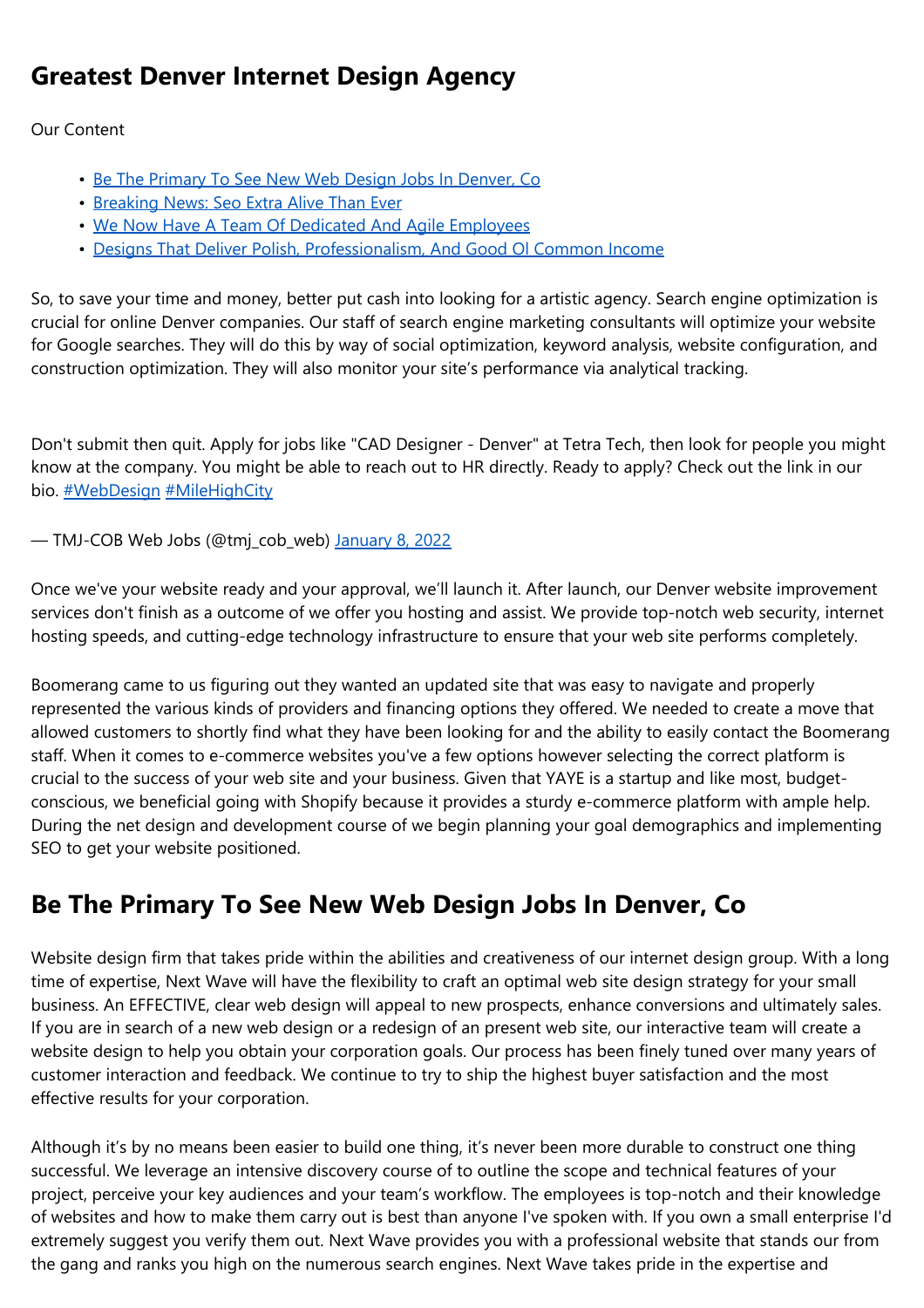# Greatest Denver Internet Design Agency

Our Content

- Be The Primary To See New Web Design Jobs In Denver, Co
- Breaking News: Seo Extra Alive Than Ever
- We Now Have A Team Of Dedicated And Agile Employees
- Designs That Deliver Polish, Professionalism, And Good Ol Common Income

So, to save your time and money, better put cash into looking for a artistic agency. Search engine optimization is crucial for online Denver companies. Our staff of search engine marketing consultants will optimize your website for Google searches. They will do this by way of social optimization, keyword analysis, website configuration, and construction optimization. They will also monitor your site's performance via analytical tracking.

Don't submit then quit. Apply for jobs like "CAD Designer - Denver" at Tetra Tech, then look for people you might know at the company. You might be able to reach out to HR directly. Ready to apply? Check out the link in our bio. #WebDesign #MileHighCity

— TMJ-COB Web Jobs (@tmj_cob_web) January 8, 2022

Once we've your website ready and your approval, we'll launch it. After launch, our Denver website improvement services don't finish as a outcome of we offer you hosting and assist. We provide top-notch web security, internet hosting speeds, and cutting-edge technology infrastructure to ensure that your web site performs completely.

Boomerang came to us figuring out they wanted an updated site that was easy to navigate and properly represented the various kinds of providers and financing options they offered. We needed to create a move that allowed customers to shortly find what they have been looking for and the ability to easily contact the Boomerang staff. When it comes to e-commerce websites you've a few options however selecting the correct platform is crucial to the success of your web site and your business. Given that YAYE is a startup and like most, budget-conscious, we beneficial going with Shopify because it provides a sturdy e-commerce platform with ample help. During the net design and development course of we begin planning your goal demographics and implementing SEO to get your website positioned.

## Be The Primary To See New Web Design Jobs In Denver, Co

Website design firm that takes pride within the abilities and creativeness of our internet design group. With a long time of expertise, Next Wave will have the flexibility to craft an optimal web site design strategy for your small business. An EFFECTIVE, clear web design will appeal to new prospects, enhance conversions and ultimately sales. If you are in search of a new web design or a redesign of an present web site, our interactive team will create a website design to help you obtain your corporation goals. Our process has been finely tuned over many years of customer interaction and feedback. We continue to try to ship the highest buyer satisfaction and the most effective results for your corporation.

Although it's by no means been easier to build one thing, it's never been more durable to construct one thing successful. We leverage an intensive discovery course of to outline the scope and technical features of your project, perceive your key audiences and your team's workflow. The employees is top-notch and their knowledge of websites and how to make them carry out is best than anyone I've spoken with. If you own a small enterprise I'd extremely suggest you verify them out. Next Wave provides you with a professional website that stands our from the gang and ranks you high on the numerous search engines. Next Wave takes pride in the expertise and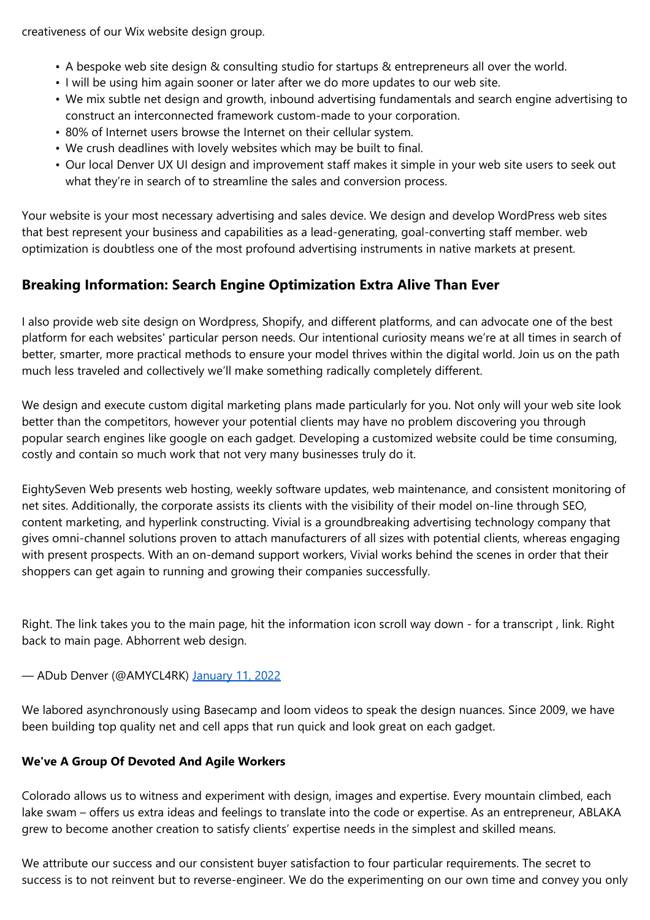creativeness of our Wix website design group.

- A bespoke web site design & consulting studio for startups & entrepreneurs all over the world.
- I will be using him again sooner or later after we do more updates to our web site.
- We mix subtle net design and growth, inbound advertising fundamentals and search engine advertising to construct an interconnected framework custom-made to your corporation.
- 80% of Internet users browse the Internet on their cellular system.
- We crush deadlines with lovely websites which may be built to final.
- Our local Denver UX UI design and improvement staff makes it simple in your web site users to seek out what they're in search of to streamline the sales and conversion process.

Your website is your most necessary advertising and sales device. We design and develop WordPress web sites that best represent your business and capabilities as a lead-generating, goal-converting staff member. web optimization is doubtless one of the most profound advertising instruments in native markets at present.

## Breaking Information: Search Engine Optimization Extra Alive Than Ever

I also provide web site design on Wordpress, Shopify, and different platforms, and can advocate one of the best platform for each websites' particular person needs. Our intentional curiosity means we're at all times in search of better, smarter, more practical methods to ensure your model thrives within the digital world. Join us on the path much less traveled and collectively we'll make something radically completely different.

We design and execute custom digital marketing plans made particularly for you. Not only will your web site look better than the competitors, however your potential clients may have no problem discovering you through popular search engines like google on each gadget. Developing a customized website could be time consuming, costly and contain so much work that not very many businesses truly do it.

EightySeven Web presents web hosting, weekly software updates, web maintenance, and consistent monitoring of net sites. Additionally, the corporate assists its clients with the visibility of their model on-line through SEO, content marketing, and hyperlink constructing. Vivial is a groundbreaking advertising technology company that gives omni-channel solutions proven to attach manufacturers of all sizes with potential clients, whereas engaging with present prospects. With an on-demand support workers, Vivial works behind the scenes in order that their shoppers can get again to running and growing their companies successfully.

Right. The link takes you to the main page, hit the information icon scroll way down - for a transcript , link. Right back to main page. Abhorrent web design.

— ADub Denver (@AMYCL4RK) January 11, 2022

We labored asynchronously using Basecamp and loom videos to speak the design nuances. Since 2009, we have been building top quality net and cell apps that run quick and look great on each gadget.

### We've A Group Of Devoted And Agile Workers

Colorado allows us to witness and experiment with design, images and expertise. Every mountain climbed, each lake swam – offers us extra ideas and feelings to translate into the code or expertise. As an entrepreneur, ABLAKA grew to become another creation to satisfy clients' expertise needs in the simplest and skilled means.

We attribute our success and our consistent buyer satisfaction to four particular requirements. The secret to success is to not reinvent but to reverse-engineer. We do the experimenting on our own time and convey you only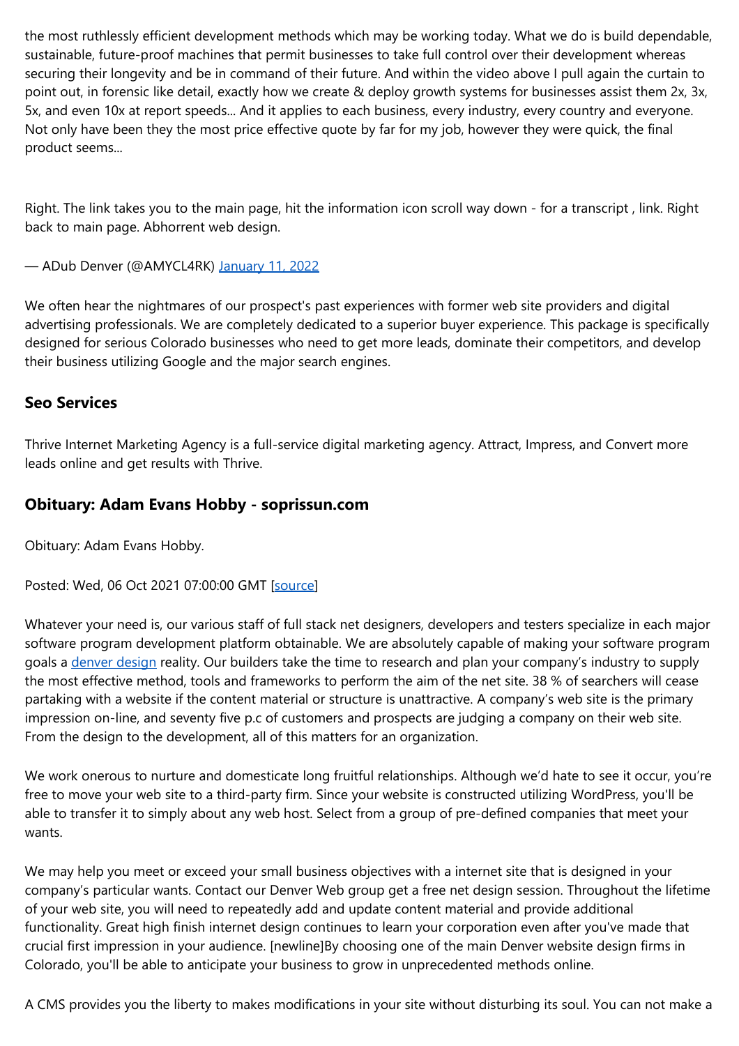the most ruthlessly efficient development methods which may be working today. What we do is build dependable, sustainable, future-proof machines that permit businesses to take full control over their development whereas securing their longevity and be in command of their future. And within the video above I pull again the curtain to point out, in forensic like detail, exactly how we create & deploy growth systems for businesses assist them 2x, 3x, 5x, and even 10x at report speeds... And it applies to each business, every industry, every country and everyone. Not only have been they the most price effective quote by far for my job, however they were quick, the final product seems...

Right. The link takes you to the main page, hit the information icon scroll way down - for a transcript , link. Right back to main page. Abhorrent web design.

— ADub Denver (@AMYCL4RK) [January 11, 2022]

We often hear the nightmares of our prospect's past experiences with former web site providers and digital advertising professionals. We are completely dedicated to a superior buyer experience. This package is specifically designed for serious Colorado businesses who need to get more leads, dominate their competitors, and develop their business utilizing Google and the major search engines.

### Seo Services

Thrive Internet Marketing Agency is a full-service digital marketing agency. Attract, Impress, and Convert more leads online and get results with Thrive.

### Obituary: Adam Evans Hobby - soprissun.com

Obituary: Adam Evans Hobby.

Posted: Wed, 06 Oct 2021 07:00:00 GMT [[source]]

Whatever your need is, our various staff of full stack net designers, developers and testers specialize in each major software program development platform obtainable. We are absolutely capable of making your software program goals a [denver design] reality. Our builders take the time to research and plan your company's industry to supply the most effective method, tools and frameworks to perform the aim of the net site. 38 % of searchers will cease partaking with a website if the content material or structure is unattractive. A company's web site is the primary impression on-line, and seventy five p.c of customers and prospects are judging a company on their web site. From the design to the development, all of this matters for an organization.

We work onerous to nurture and domesticate long fruitful relationships. Although we'd hate to see it occur, you're free to move your web site to a third-party firm. Since your website is constructed utilizing WordPress, you'll be able to transfer it to simply about any web host. Select from a group of pre-defined companies that meet your wants.

We may help you meet or exceed your small business objectives with a internet site that is designed in your company's particular wants. Contact our Denver Web group get a free net design session. Throughout the lifetime of your web site, you will need to repeatedly add and update content material and provide additional functionality. Great high finish internet design continues to learn your corporation even after you've made that crucial first impression in your audience. [newline]By choosing one of the main Denver website design firms in Colorado, you'll be able to anticipate your business to grow in unprecedented methods online.

A CMS provides you the liberty to makes modifications in your site without disturbing its soul. You can not make a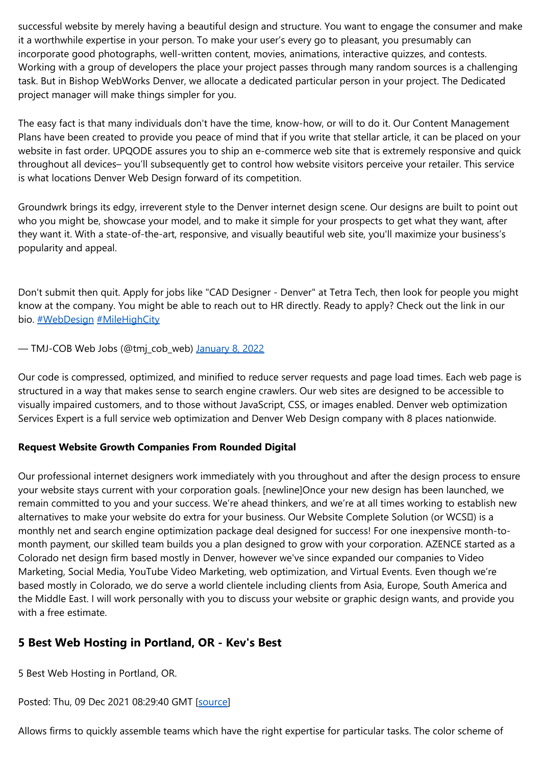successful website by merely having a beautiful design and structure. You want to engage the consumer and make it a worthwhile expertise in your person. To make your user's every go to pleasant, you presumably can incorporate good photographs, well-written content, movies, animations, interactive quizzes, and contests. Working with a group of developers the place your project passes through many random sources is a challenging task. But in Bishop WebWorks Denver, we allocate a dedicated particular person in your project. The Dedicated project manager will make things simpler for you.

The easy fact is that many individuals don't have the time, know-how, or will to do it. Our Content Management Plans have been created to provide you peace of mind that if you write that stellar article, it can be placed on your website in fast order. UPQODE assures you to ship an e-commerce web site that is extremely responsive and quick throughout all devices– you'll subsequently get to control how website visitors perceive your retailer. This service is what locations Denver Web Design forward of its competition.

Groundwrk brings its edgy, irreverent style to the Denver internet design scene. Our designs are built to point out who you might be, showcase your model, and to make it simple for your prospects to get what they want, after they want it. With a state-of-the-art, responsive, and visually beautiful web site, you'll maximize your business's popularity and appeal.

Don't submit then quit. Apply for jobs like "CAD Designer - Denver" at Tetra Tech, then look for people you might know at the company. You might be able to reach out to HR directly. Ready to apply? Check out the link in our bio. #WebDesign #MileHighCity

— TMJ-COB Web Jobs (@tmj_cob_web) January 8, 2022

Our code is compressed, optimized, and minified to reduce server requests and page load times. Each web page is structured in a way that makes sense to search engine crawlers. Our web sites are designed to be accessible to visually impaired customers, and to those without JavaScript, CSS, or images enabled. Denver web optimization Services Expert is a full service web optimization and Denver Web Design company with 8 places nationwide.

**Request Website Growth Companies From Rounded Digital**

Our professional internet designers work immediately with you throughout and after the design process to ensure your website stays current with your corporation goals. [newline]Once your new design has been launched, we remain committed to you and your success. We're ahead thinkers, and we're at all times working to establish new alternatives to make your website do extra for your business. Our Website Complete Solution (or WCS) is a monthly net and search engine optimization package deal designed for success! For one inexpensive month-to-month payment, our skilled team builds you a plan designed to grow with your corporation. AZENCE started as a Colorado net design firm based mostly in Denver, however we've since expanded our companies to Video Marketing, Social Media, YouTube Video Marketing, web optimization, and Virtual Events. Even though we're based mostly in Colorado, we do serve a world clientele including clients from Asia, Europe, South America and the Middle East. I will work personally with you to discuss your website or graphic design wants, and provide you with a free estimate.

## 5 Best Web Hosting in Portland, OR - Kev's Best

5 Best Web Hosting in Portland, OR.

Posted: Thu, 09 Dec 2021 08:29:40 GMT [source]

Allows firms to quickly assemble teams which have the right expertise for particular tasks. The color scheme of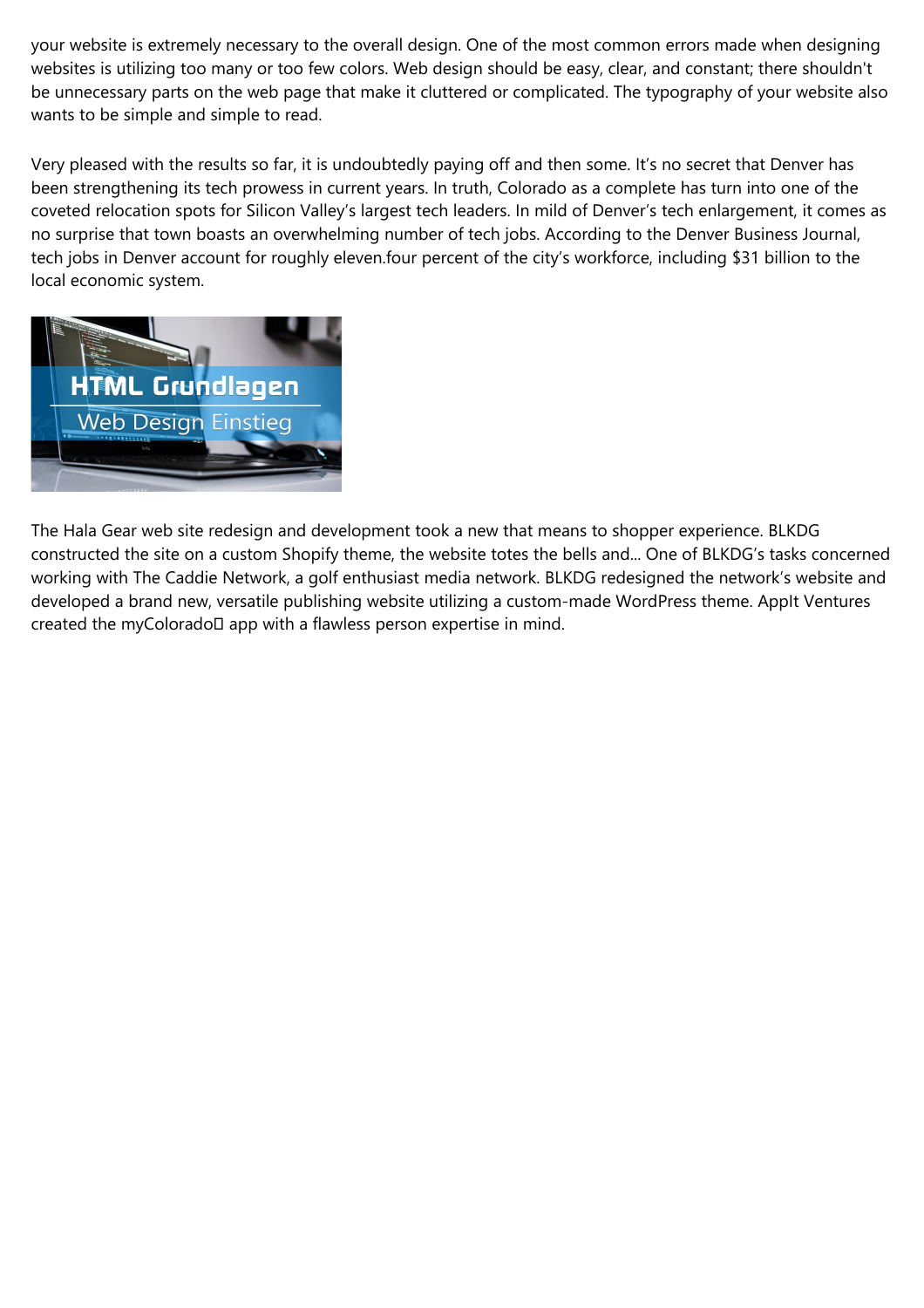your website is extremely necessary to the overall design. One of the most common errors made when designing websites is utilizing too many or too few colors. Web design should be easy, clear, and constant; there shouldn't be unnecessary parts on the web page that make it cluttered or complicated. The typography of your website also wants to be simple and simple to read.

Very pleased with the results so far, it is undoubtedly paying off and then some. It’s no secret that Denver has been strengthening its tech prowess in current years. In truth, Colorado as a complete has turn into one of the coveted relocation spots for Silicon Valley’s largest tech leaders. In mild of Denver’s tech enlargement, it comes as no surprise that town boasts an overwhelming number of tech jobs. According to the Denver Business Journal, tech jobs in Denver account for roughly eleven.four percent of the city’s workforce, including $31 billion to the local economic system.

The Hala Gear web site redesign and development took a new that means to shopper experience. BLKDG constructed the site on a custom Shopify theme, the website totes the bells and... One of BLKDG’s tasks concerned working with The Caddie Network, a golf enthusiast media network. BLKDG redesigned the network’s website and developed a brand new, versatile publishing website utilizing a custom-made WordPress theme. AppIt Ventures created the myColorado app with a flawless person expertise in mind.